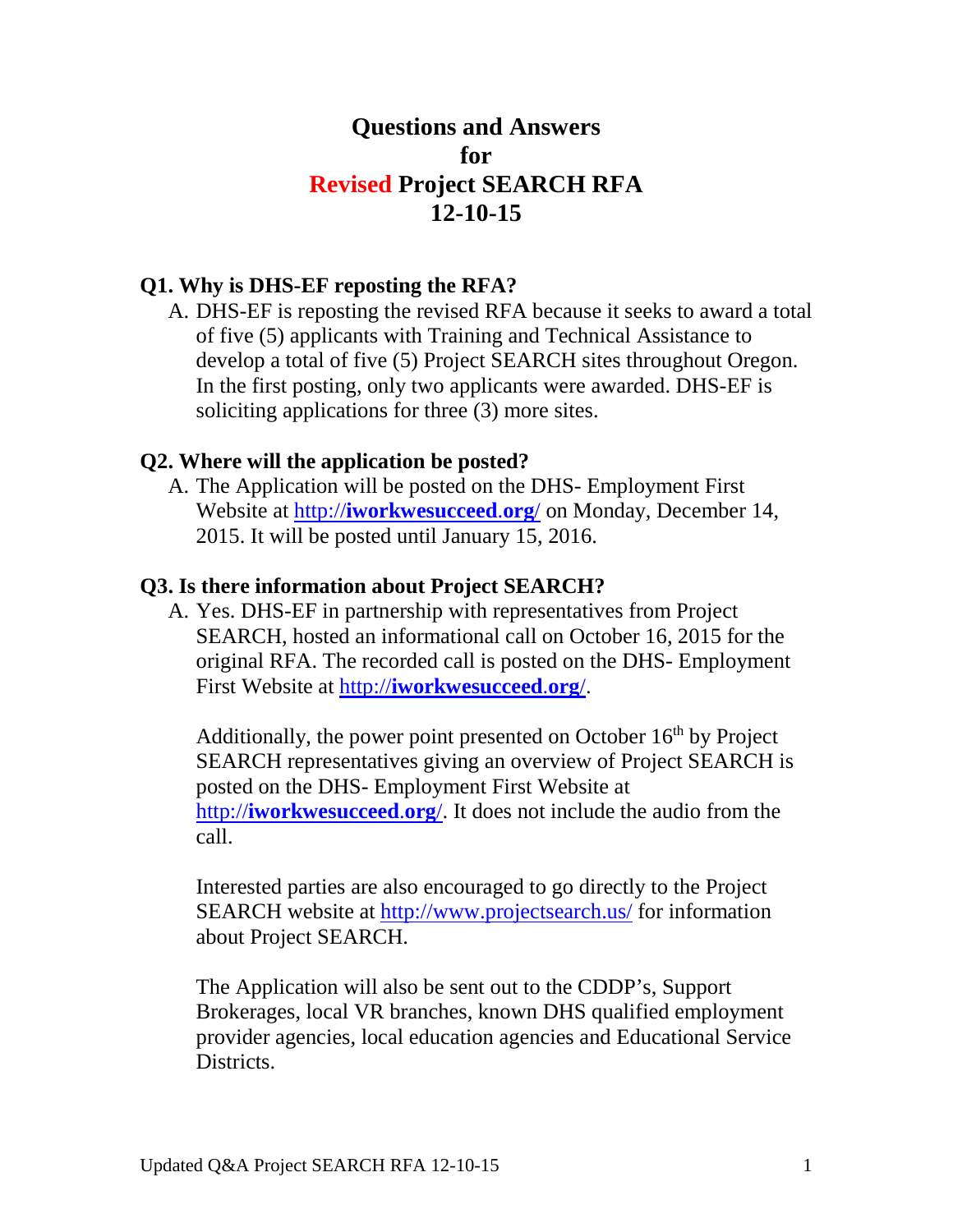# Questions and Answers for Revised Project SEARCH RFA 12-10-15

**Q1. Why is DHS-EF reposting the RFA?**

A. DHS-EF is reposting the revised RFA because it seeks to award a total of five (5) applicants with Training and Technical Assistance to develop a total of five (5) Project SEARCH sites throughout Oregon. In the first posting, only two applicants were awarded. DHS-EF is soliciting applications for three (3) more sites.

**Q2. Where will the application be posted?**

A. The Application will be posted on the DHS- Employment First Website at http://**iworkwesucceed**.**org**/ on Monday, December 14, 2015. It will be posted until January 15, 2016.

**Q3. Is there information about Project SEARCH?**

A. Yes. DHS-EF in partnership with representatives from Project SEARCH, hosted an informational call on October 16, 2015 for the original RFA. The recorded call is posted on the DHS- Employment First Website at http://**iworkwesucceed**.**org**/.

Additionally, the power point presented on October 16th by Project SEARCH representatives giving an overview of Project SEARCH is posted on the DHS- Employment First Website at http://**iworkwesucceed**.**org**/. It does not include the audio from the call.

Interested parties are also encouraged to go directly to the Project SEARCH website at http://www.projectsearch.us/ for information about Project SEARCH.

The Application will also be sent out to the CDDP's, Support Brokerages, local VR branches, known DHS qualified employment provider agencies, local education agencies and Educational Service Districts.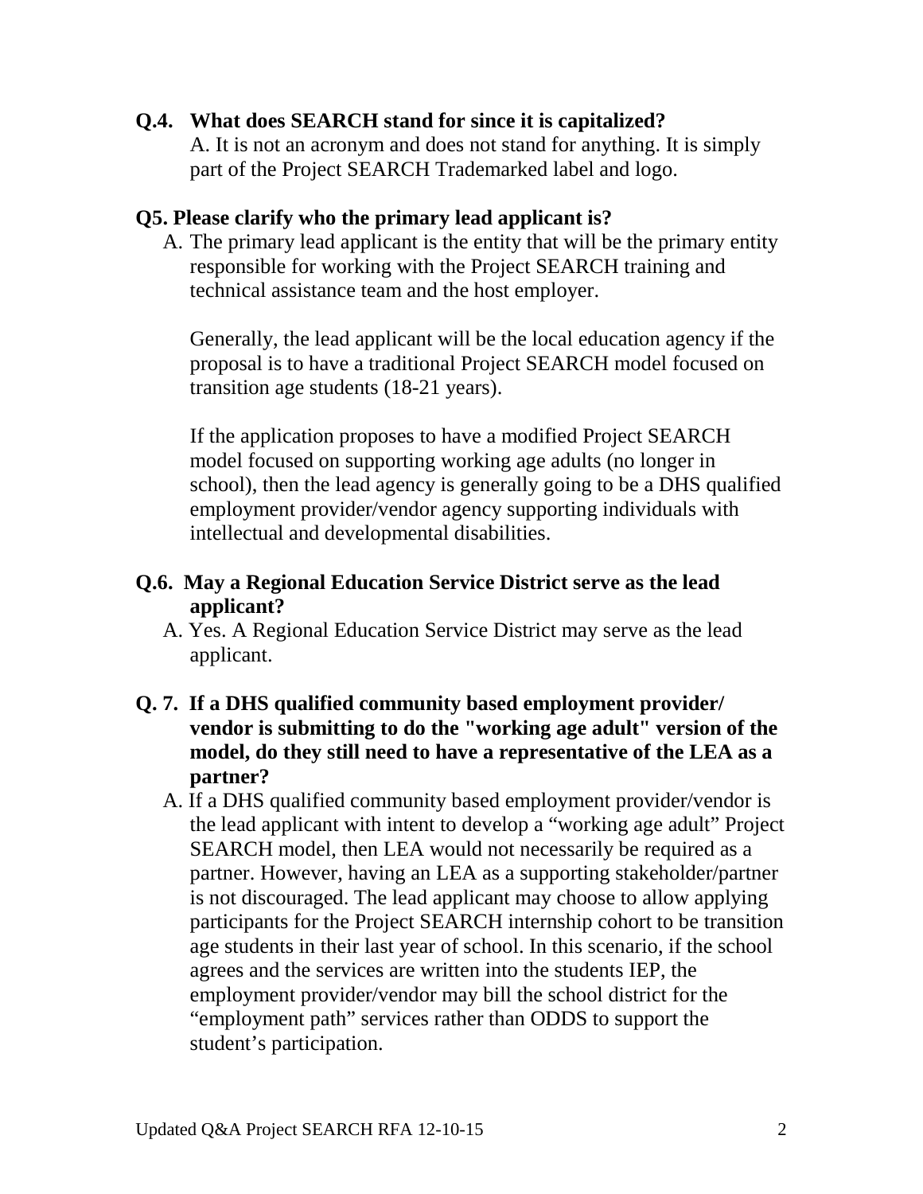**Q.4. What does SEARCH stand for since it is capitalized?**

A. It is not an acronym and does not stand for anything. It is simply part of the Project SEARCH Trademarked label and logo.

**Q5. Please clarify who the primary lead applicant is?**

A. The primary lead applicant is the entity that will be the primary entity responsible for working with the Project SEARCH training and technical assistance team and the host employer.

Generally, the lead applicant will be the local education agency if the proposal is to have a traditional Project SEARCH model focused on transition age students (18-21 years).

If the application proposes to have a modified Project SEARCH model focused on supporting working age adults (no longer in school), then the lead agency is generally going to be a DHS qualified employment provider/vendor agency supporting individuals with intellectual and developmental disabilities.

**Q.6. May a Regional Education Service District serve as the lead applicant?**

A. Yes. A Regional Education Service District may serve as the lead applicant.

**Q. 7. If a DHS qualified community based employment provider/ vendor is submitting to do the "working age adult" version of the model, do they still need to have a representative of the LEA as a partner?**

A. If a DHS qualified community based employment provider/vendor is the lead applicant with intent to develop a "working age adult" Project SEARCH model, then LEA would not necessarily be required as a partner. However, having an LEA as a supporting stakeholder/partner is not discouraged. The lead applicant may choose to allow applying participants for the Project SEARCH internship cohort to be transition age students in their last year of school. In this scenario, if the school agrees and the services are written into the students IEP, the employment provider/vendor may bill the school district for the "employment path" services rather than ODDS to support the student's participation.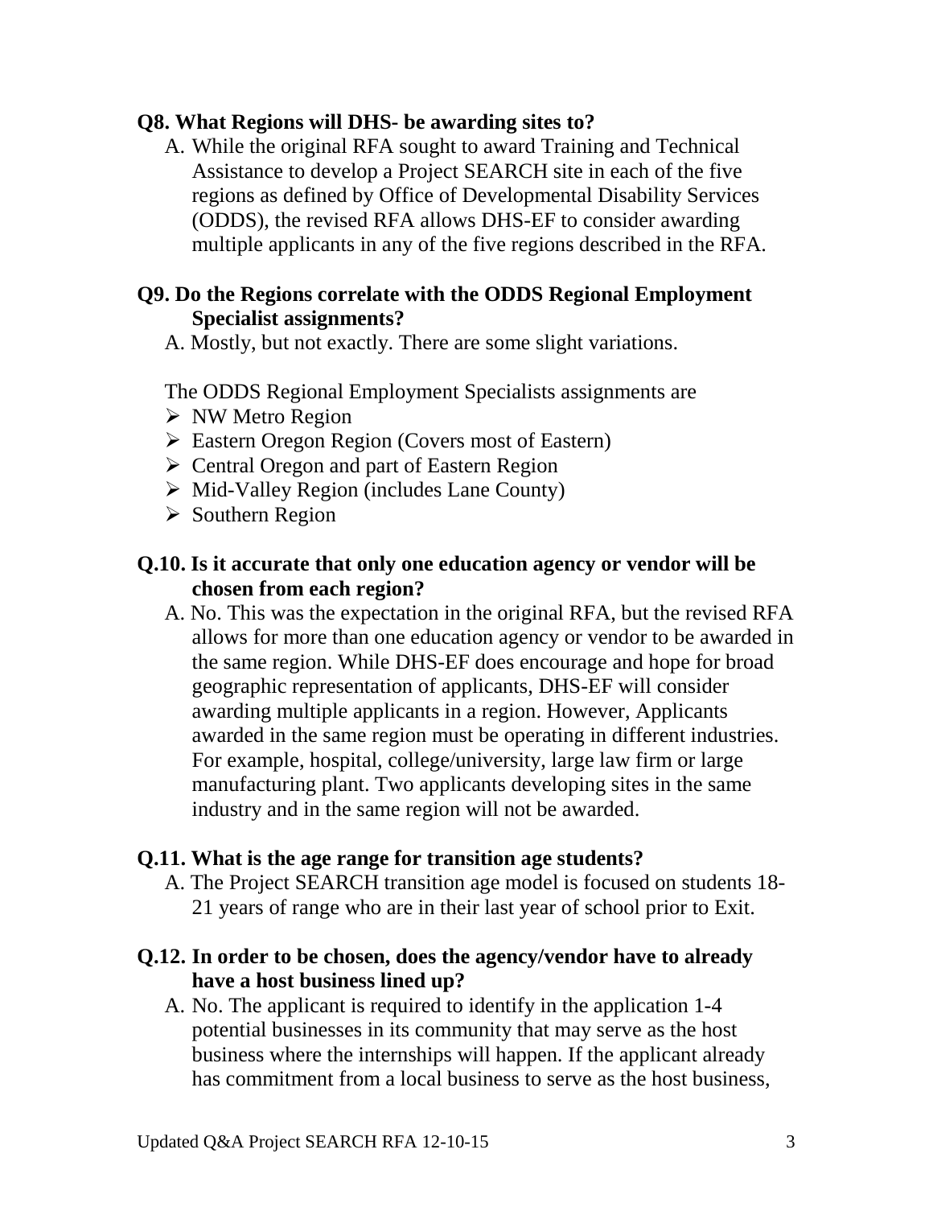### Q8. What Regions will DHS- be awarding sites to?

A. While the original RFA sought to award Training and Technical Assistance to develop a Project SEARCH site in each of the five regions as defined by Office of Developmental Disability Services (ODDS), the revised RFA allows DHS-EF to consider awarding multiple applicants in any of the five regions described in the RFA.

### Q9. Do the Regions correlate with the ODDS Regional Employment Specialist assignments?

A. Mostly, but not exactly. There are some slight variations.

The ODDS Regional Employment Specialists assignments are

- NW Metro Region
- Eastern Oregon Region (Covers most of Eastern)
- Central Oregon and part of Eastern Region
- Mid-Valley Region (includes Lane County)
- Southern Region

### Q.10. Is it accurate that only one education agency or vendor will be chosen from each region?

A. No. This was the expectation in the original RFA, but the revised RFA allows for more than one education agency or vendor to be awarded in the same region. While DHS-EF does encourage and hope for broad geographic representation of applicants, DHS-EF will consider awarding multiple applicants in a region. However, Applicants awarded in the same region must be operating in different industries. For example, hospital, college/university, large law firm or large manufacturing plant. Two applicants developing sites in the same industry and in the same region will not be awarded.

### Q.11. What is the age range for transition age students?

A. The Project SEARCH transition age model is focused on students 18-21 years of range who are in their last year of school prior to Exit.

### Q.12. In order to be chosen, does the agency/vendor have to already have a host business lined up?

A. No. The applicant is required to identify in the application 1-4 potential businesses in its community that may serve as the host business where the internships will happen. If the applicant already has commitment from a local business to serve as the host business,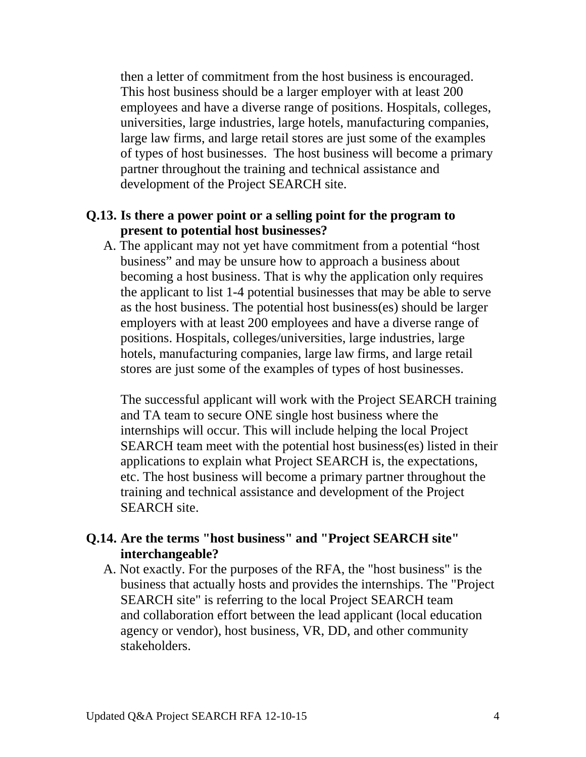then a letter of commitment from the host business is encouraged. This host business should be a larger employer with at least 200 employees and have a diverse range of positions. Hospitals, colleges, universities, large industries, large hotels, manufacturing companies, large law firms, and large retail stores are just some of the examples of types of host businesses. The host business will become a primary partner throughout the training and technical assistance and development of the Project SEARCH site.

**Q.13. Is there a power point or a selling point for the program to present to potential host businesses?**

A. The applicant may not yet have commitment from a potential "host business" and may be unsure how to approach a business about becoming a host business. That is why the application only requires the applicant to list 1-4 potential businesses that may be able to serve as the host business. The potential host business(es) should be larger employers with at least 200 employees and have a diverse range of positions. Hospitals, colleges/universities, large industries, large hotels, manufacturing companies, large law firms, and large retail stores are just some of the examples of types of host businesses.

The successful applicant will work with the Project SEARCH training and TA team to secure ONE single host business where the internships will occur. This will include helping the local Project SEARCH team meet with the potential host business(es) listed in their applications to explain what Project SEARCH is, the expectations, etc. The host business will become a primary partner throughout the training and technical assistance and development of the Project SEARCH site.

**Q.14. Are the terms "host business" and "Project SEARCH site" interchangeable?**

A. Not exactly. For the purposes of the RFA, the "host business" is the business that actually hosts and provides the internships. The "Project SEARCH site" is referring to the local Project SEARCH team and collaboration effort between the lead applicant (local education agency or vendor), host business, VR, DD, and other community stakeholders.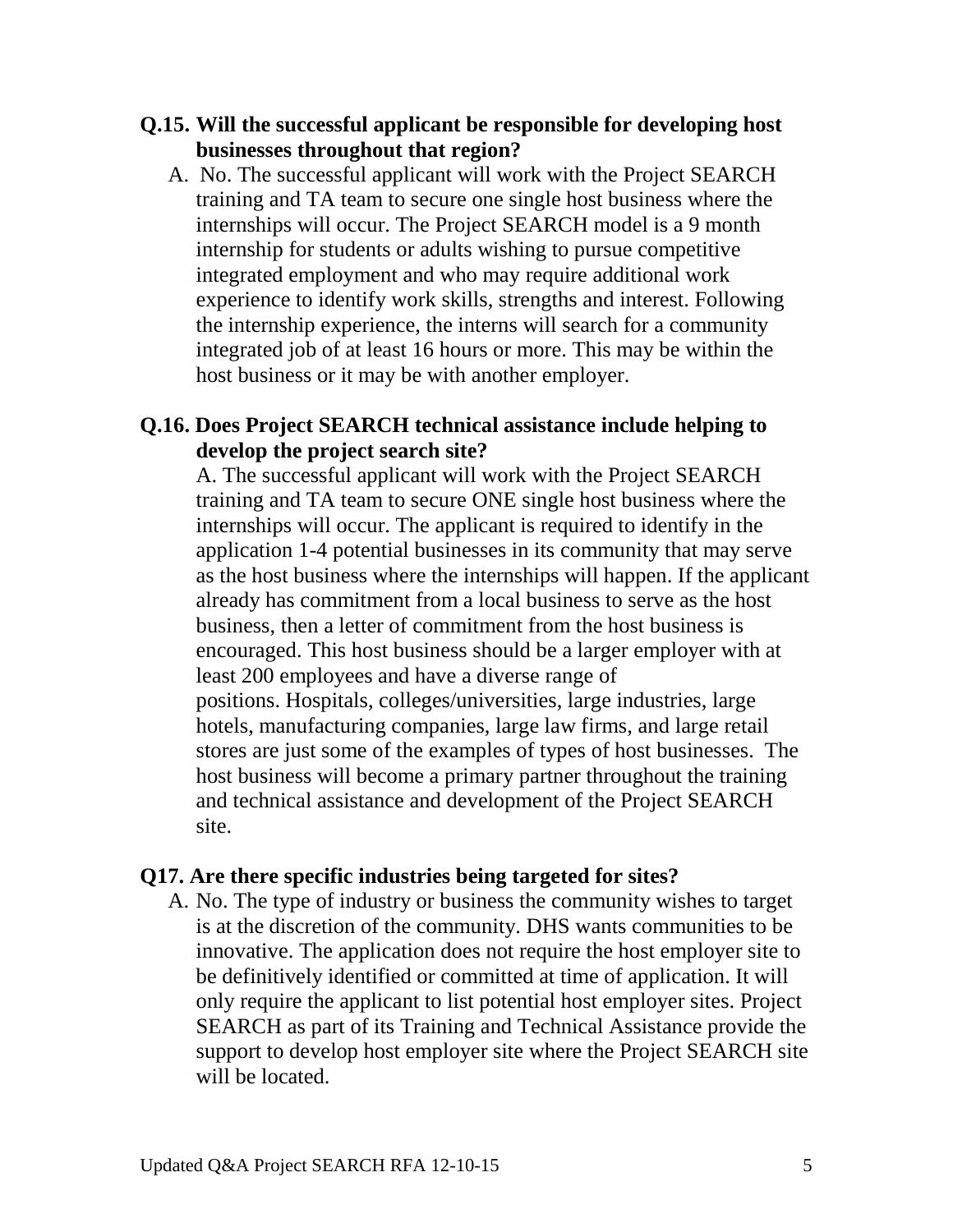**Q.15. Will the successful applicant be responsible for developing host businesses throughout that region?**

A. No. The successful applicant will work with the Project SEARCH training and TA team to secure one single host business where the internships will occur. The Project SEARCH model is a 9 month internship for students or adults wishing to pursue competitive integrated employment and who may require additional work experience to identify work skills, strengths and interest. Following the internship experience, the interns will search for a community integrated job of at least 16 hours or more. This may be within the host business or it may be with another employer.

**Q.16. Does Project SEARCH technical assistance include helping to develop the project search site?**

A. The successful applicant will work with the Project SEARCH training and TA team to secure ONE single host business where the internships will occur. The applicant is required to identify in the application 1-4 potential businesses in its community that may serve as the host business where the internships will happen. If the applicant already has commitment from a local business to serve as the host business, then a letter of commitment from the host business is encouraged. This host business should be a larger employer with at least 200 employees and have a diverse range of positions. Hospitals, colleges/universities, large industries, large hotels, manufacturing companies, large law firms, and large retail stores are just some of the examples of types of host businesses. The host business will become a primary partner throughout the training and technical assistance and development of the Project SEARCH site.

**Q17. Are there specific industries being targeted for sites?**

A. No. The type of industry or business the community wishes to target is at the discretion of the community. DHS wants communities to be innovative. The application does not require the host employer site to be definitively identified or committed at time of application. It will only require the applicant to list potential host employer sites. Project SEARCH as part of its Training and Technical Assistance provide the support to develop host employer site where the Project SEARCH site will be located.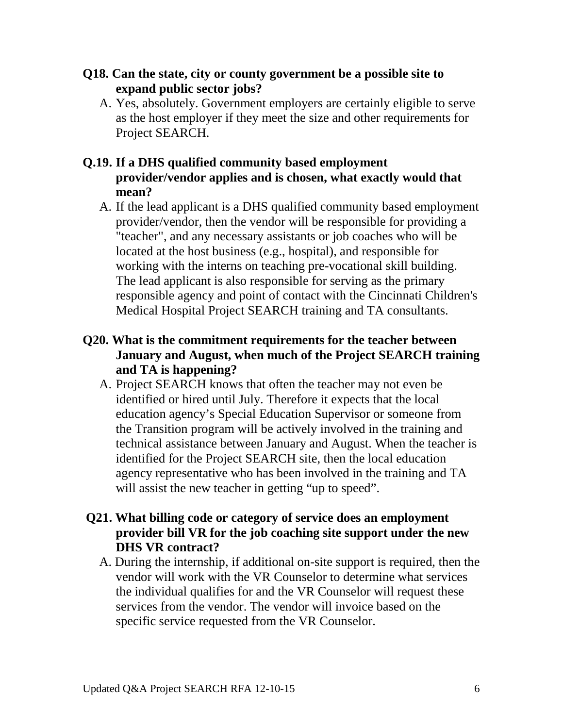**Q18. Can the state, city or county government be a possible site to expand public sector jobs?**

A. Yes, absolutely. Government employers are certainly eligible to serve as the host employer if they meet the size and other requirements for Project SEARCH.

**Q.19. If a DHS qualified community based employment provider/vendor applies and is chosen, what exactly would that mean?**

A. If the lead applicant is a DHS qualified community based employment provider/vendor, then the vendor will be responsible for providing a "teacher", and any necessary assistants or job coaches who will be located at the host business (e.g., hospital), and responsible for working with the interns on teaching pre-vocational skill building. The lead applicant is also responsible for serving as the primary responsible agency and point of contact with the Cincinnati Children's Medical Hospital Project SEARCH training and TA consultants.

**Q20. What is the commitment requirements for the teacher between January and August, when much of the Project SEARCH training and TA is happening?**

A. Project SEARCH knows that often the teacher may not even be identified or hired until July. Therefore it expects that the local education agency's Special Education Supervisor or someone from the Transition program will be actively involved in the training and technical assistance between January and August. When the teacher is identified for the Project SEARCH site, then the local education agency representative who has been involved in the training and TA will assist the new teacher in getting "up to speed".

**Q21. What billing code or category of service does an employment provider bill VR for the job coaching site support under the new DHS VR contract?**

A. During the internship, if additional on-site support is required, then the vendor will work with the VR Counselor to determine what services the individual qualifies for and the VR Counselor will request these services from the vendor. The vendor will invoice based on the specific service requested from the VR Counselor.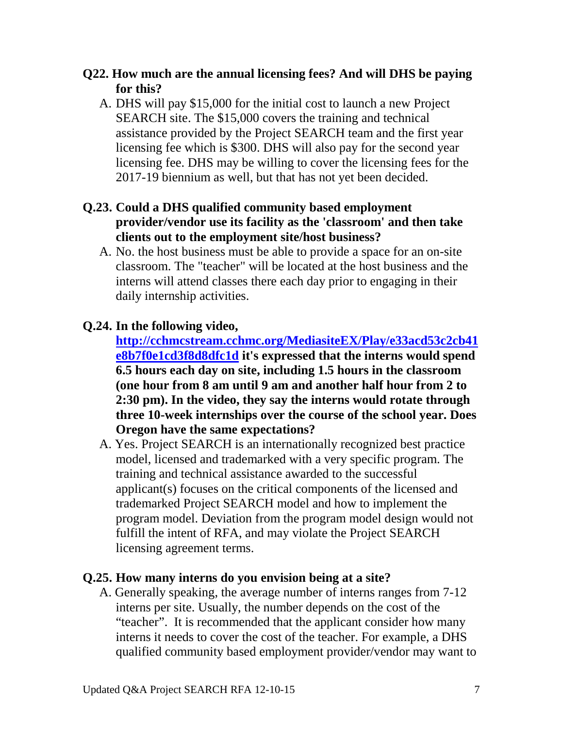**Q22. How much are the annual licensing fees? And will DHS be paying for this?**

A. DHS will pay $15,000 for the initial cost to launch a new Project SEARCH site. The $15,000 covers the training and technical assistance provided by the Project SEARCH team and the first year licensing fee which is $300. DHS will also pay for the second year licensing fee. DHS may be willing to cover the licensing fees for the 2017-19 biennium as well, but that has not yet been decided.

**Q.23. Could a DHS qualified community based employment provider/vendor use its facility as the 'classroom' and then take clients out to the employment site/host business?**

A. No. the host business must be able to provide a space for an on-site classroom. The "teacher" will be located at the host business and the interns will attend classes there each day prior to engaging in their daily internship activities.

**Q.24. In the following video, [http://cchmcstream.cchmc.org/MediasiteEX/Play/e33acd53c2cb41e8b7f0e1cd3f8d8dfc1d](http://cchmcstream.cchmc.org/MediasiteEX/Play/e33acd53c2cb41e8b7f0e1cd3f8d8dfc1d) it's expressed that the interns would spend 6.5 hours each day on site, including 1.5 hours in the classroom (one hour from 8 am until 9 am and another half hour from 2 to 2:30 pm). In the video, they say the interns would rotate through three 10-week internships over the course of the school year. Does Oregon have the same expectations?**

A. Yes. Project SEARCH is an internationally recognized best practice model, licensed and trademarked with a very specific program. The training and technical assistance awarded to the successful applicant(s) focuses on the critical components of the licensed and trademarked Project SEARCH model and how to implement the program model. Deviation from the program model design would not fulfill the intent of RFA, and may violate the Project SEARCH licensing agreement terms.

**Q.25. How many interns do you envision being at a site?**

A. Generally speaking, the average number of interns ranges from 7-12 interns per site. Usually, the number depends on the cost of the "teacher". It is recommended that the applicant consider how many interns it needs to cover the cost of the teacher. For example, a DHS qualified community based employment provider/vendor may want to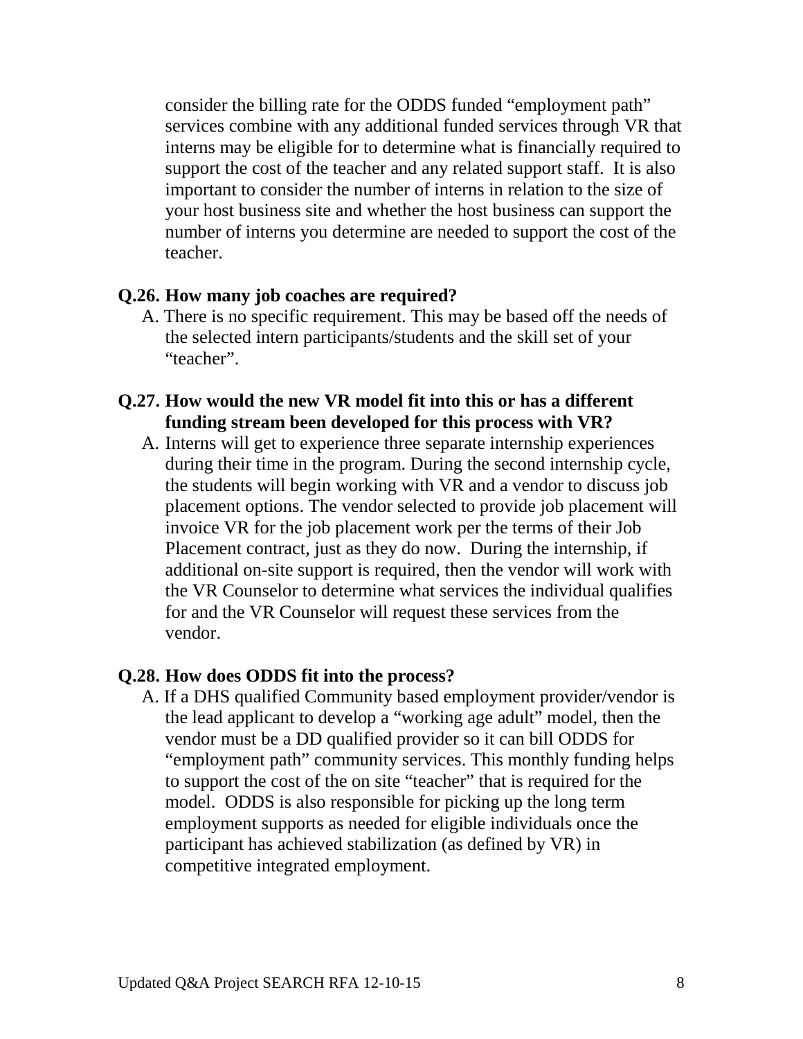consider the billing rate for the ODDS funded "employment path" services combine with any additional funded services through VR that interns may be eligible for to determine what is financially required to support the cost of the teacher and any related support staff. It is also important to consider the number of interns in relation to the size of your host business site and whether the host business can support the number of interns you determine are needed to support the cost of the teacher.

**Q.26. How many job coaches are required?**

A. There is no specific requirement. This may be based off the needs of the selected intern participants/students and the skill set of your "teacher".

**Q.27. How would the new VR model fit into this or has a different funding stream been developed for this process with VR?**

A. Interns will get to experience three separate internship experiences during their time in the program. During the second internship cycle, the students will begin working with VR and a vendor to discuss job placement options. The vendor selected to provide job placement will invoice VR for the job placement work per the terms of their Job Placement contract, just as they do now. During the internship, if additional on-site support is required, then the vendor will work with the VR Counselor to determine what services the individual qualifies for and the VR Counselor will request these services from the vendor.

**Q.28. How does ODDS fit into the process?**

A. If a DHS qualified Community based employment provider/vendor is the lead applicant to develop a "working age adult" model, then the vendor must be a DD qualified provider so it can bill ODDS for "employment path" community services. This monthly funding helps to support the cost of the on site "teacher" that is required for the model. ODDS is also responsible for picking up the long term employment supports as needed for eligible individuals once the participant has achieved stabilization (as defined by VR) in competitive integrated employment.